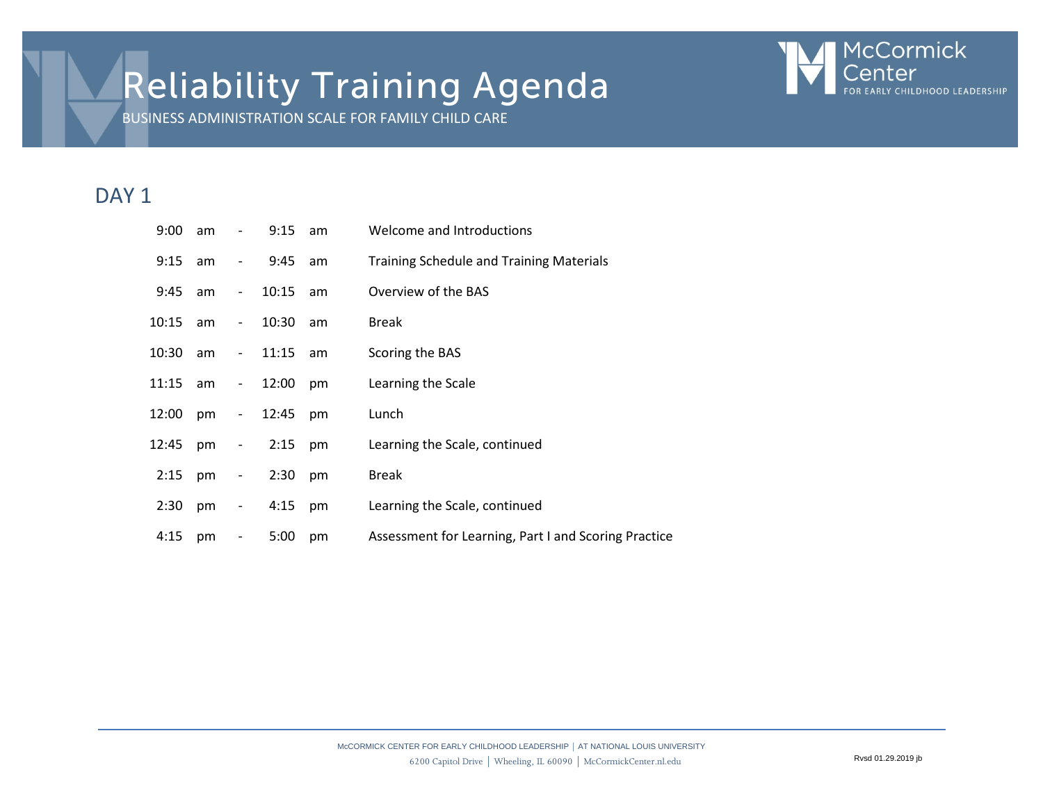# Reliability Training Agenda

BUSINESS ADMINISTRATION SCALE FOR FAMILY CHILD CARE

McCormick Center FOR EARLY CHILDHOOD LEADERSHIP

## DAY 1

| Time | Session |
|---|---|
| 9:00 am - 9:15 am | Welcome and Introductions |
| 9:15 am - 9:45 am | Training Schedule and Training Materials |
| 9:45 am - 10:15 am | Overview of the BAS |
| 10:15 am - 10:30 am | Break |
| 10:30 am - 11:15 am | Scoring the BAS |
| 11:15 am - 12:00 pm | Learning the Scale |
| 12:00 pm - 12:45 pm | Lunch |
| 12:45 pm - 2:15 pm | Learning the Scale, continued |
| 2:15 pm - 2:30 pm | Break |
| 2:30 pm - 4:15 pm | Learning the Scale, continued |
| 4:15 pm - 5:00 pm | Assessment for Learning, Part I and Scoring Practice |

McCORMICK CENTER FOR EARLY CHILDHOOD LEADERSHIP | AT NATIONAL LOUIS UNIVERSITY
6200 Capitol Drive | Wheeling, IL 60090 | McCormickCenter.nl.edu

Rvsd 01.29.2019 jb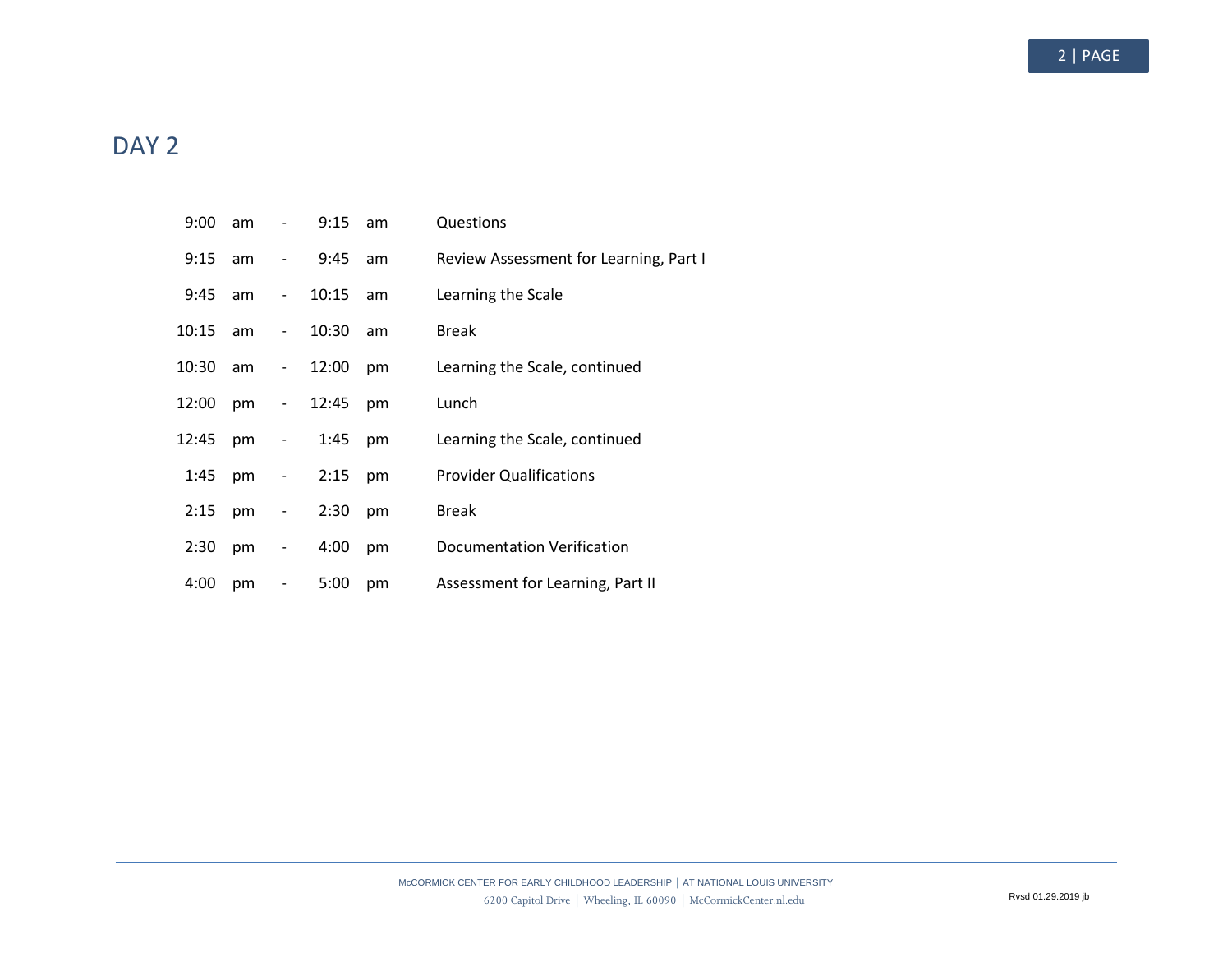## DAY 2

| Time | Session |
|---|---|
| 9:00 am - 9:15 am | Questions |
| 9:15 am - 9:45 am | Review Assessment for Learning, Part I |
| 9:45 am - 10:15 am | Learning the Scale |
| 10:15 am - 10:30 am | Break |
| 10:30 am - 12:00 pm | Learning the Scale, continued |
| 12:00 pm - 12:45 pm | Lunch |
| 12:45 pm - 1:45 pm | Learning the Scale, continued |
| 1:45 pm - 2:15 pm | Provider Qualifications |
| 2:15 pm - 2:30 pm | Break |
| 2:30 pm - 4:00 pm | Documentation Verification |
| 4:00 pm - 5:00 pm | Assessment for Learning, Part II |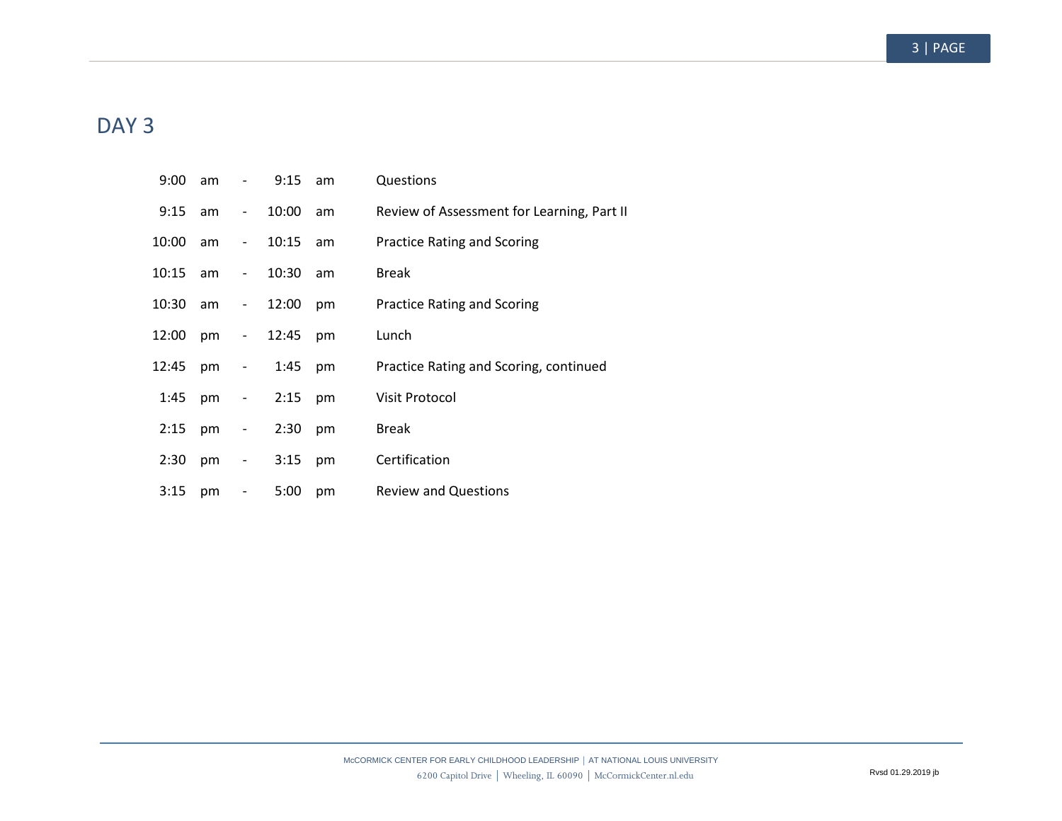## DAY 3

| Time | Activity |
|---|---|
| 9:00 am - 9:15 am | Questions |
| 9:15 am - 10:00 am | Review of Assessment for Learning, Part II |
| 10:00 am - 10:15 am | Practice Rating and Scoring |
| 10:15 am - 10:30 am | Break |
| 10:30 am - 12:00 pm | Practice Rating and Scoring |
| 12:00 pm - 12:45 pm | Lunch |
| 12:45 pm - 1:45 pm | Practice Rating and Scoring, continued |
| 1:45 pm - 2:15 pm | Visit Protocol |
| 2:15 pm - 2:30 pm | Break |
| 2:30 pm - 3:15 pm | Certification |
| 3:15 pm - 5:00 pm | Review and Questions |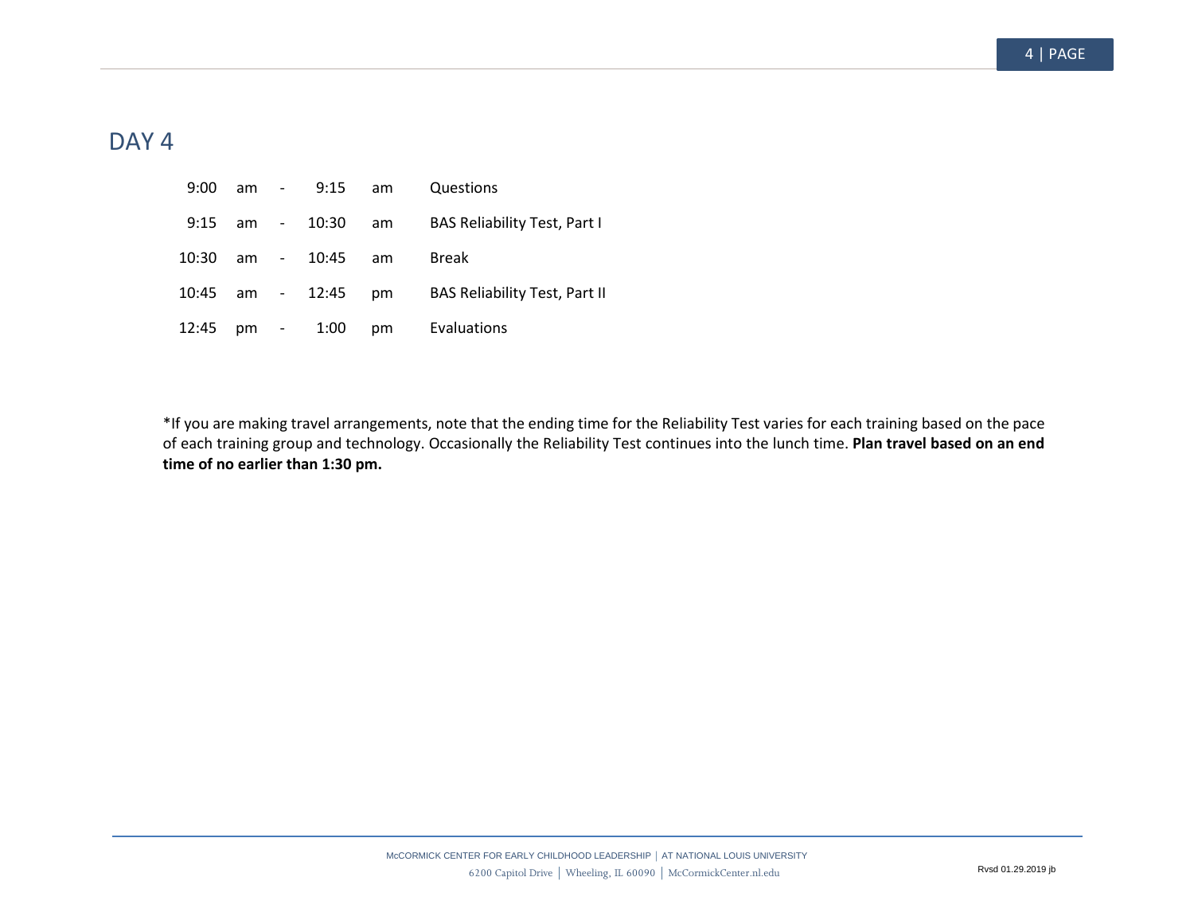## DAY 4

| | | | | | |
|---|---|---|---|---|---|
| 9:00 | am | - | 9:15 | am | Questions |
| 9:15 | am | - | 10:30 | am | BAS Reliability Test, Part I |
| 10:30 | am | - | 10:45 | am | Break |
| 10:45 | am | - | 12:45 | pm | BAS Reliability Test, Part II |
| 12:45 | pm | - | 1:00 | pm | Evaluations |

*If you are making travel arrangements, note that the ending time for the Reliability Test varies for each training based on the pace of each training group and technology. Occasionally the Reliability Test continues into the lunch time. **Plan travel based on an end time of no earlier than 1:30 pm.**

McCORMICK CENTER FOR EARLY CHILDHOOD LEADERSHIP | AT NATIONAL LOUIS UNIVERSITY

6200 Capitol Drive | Wheeling, IL 60090 | McCormickCenter.nl.edu

Rvsd 01.29.2019 jb